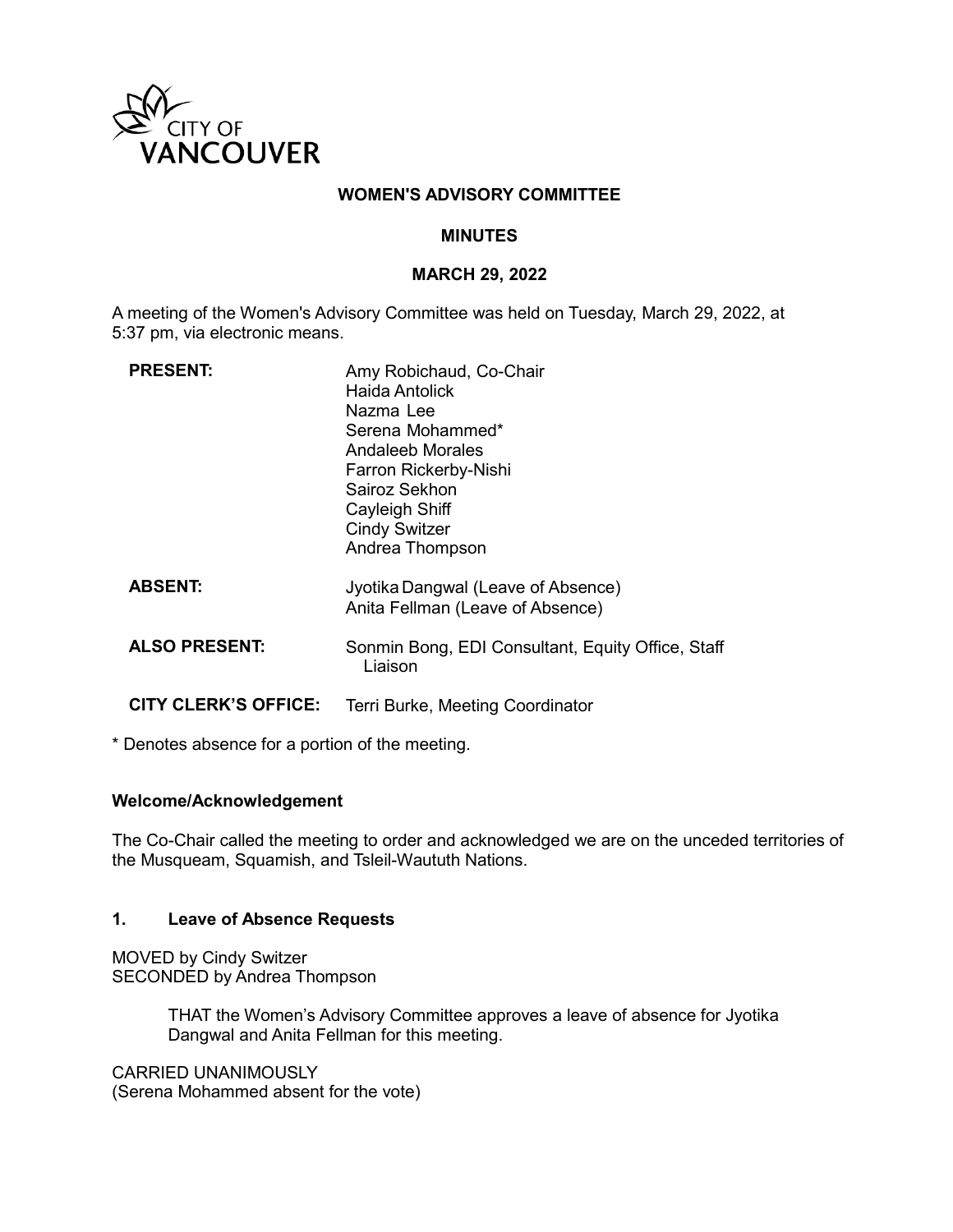CITY OF VANCOUVER

# WOMEN'S ADVISORY COMMITTEE

## MINUTES

## MARCH 29, 2022

A meeting of the Women's Advisory Committee was held on Tuesday, March 29, 2022, at 5:37 pm, via electronic means.

| | |
|---|---|
| **PRESENT:** | Amy Robichaud, Co-Chair<br>Haida Antolick<br>Nazma Lee<br>Serena Mohammed*<br>Andaleeb Morales<br>Farron Rickerby-Nishi<br>Sairoz Sekhon<br>Cayleigh Shiff<br>Cindy Switzer<br>Andrea Thompson |
| **ABSENT:** | Jyotika Dangwal (Leave of Absence)<br>Anita Fellman (Leave of Absence) |
| **ALSO PRESENT:** | Sonmin Bong, EDI Consultant, Equity Office, Staff Liaison |
| **CITY CLERK'S OFFICE:** | Terri Burke, Meeting Coordinator |

* Denotes absence for a portion of the meeting.

### Welcome/Acknowledgement

The Co-Chair called the meeting to order and acknowledged we are on the unceded territories of the Musqueam, Squamish, and Tsleil-Waututh Nations.

### 1. Leave of Absence Requests

MOVED by Cindy Switzer
SECONDED by Andrea Thompson

> THAT the Women's Advisory Committee approves a leave of absence for Jyotika Dangwal and Anita Fellman for this meeting.

CARRIED UNANIMOUSLY
(Serena Mohammed absent for the vote)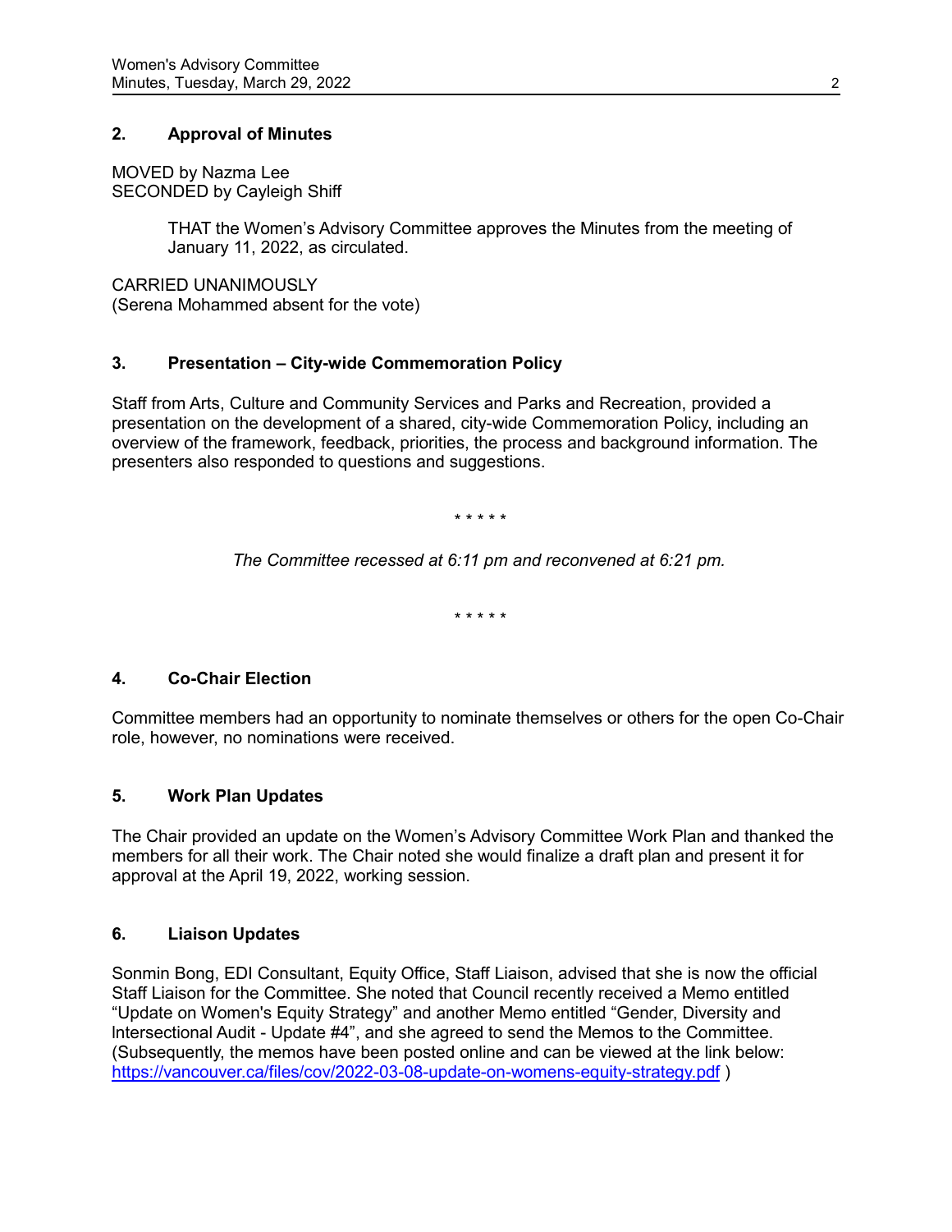## 2. Approval of Minutes

MOVED by Nazma Lee
SECONDED by Cayleigh Shiff

> THAT the Women's Advisory Committee approves the Minutes from the meeting of January 11, 2022, as circulated.

CARRIED UNANIMOUSLY
(Serena Mohammed absent for the vote)

## 3. Presentation – City-wide Commemoration Policy

Staff from Arts, Culture and Community Services and Parks and Recreation, provided a presentation on the development of a shared, city-wide Commemoration Policy, including an overview of the framework, feedback, priorities, the process and background information. The presenters also responded to questions and suggestions.

\* \* \* \* \*

*The Committee recessed at 6:11 pm and reconvened at 6:21 pm.*

\* \* \* \* \*

## 4. Co-Chair Election

Committee members had an opportunity to nominate themselves or others for the open Co-Chair role, however, no nominations were received.

## 5. Work Plan Updates

The Chair provided an update on the Women's Advisory Committee Work Plan and thanked the members for all their work. The Chair noted she would finalize a draft plan and present it for approval at the April 19, 2022, working session.

## 6. Liaison Updates

Sonmin Bong, EDI Consultant, Equity Office, Staff Liaison, advised that she is now the official Staff Liaison for the Committee. She noted that Council recently received a Memo entitled "Update on Women's Equity Strategy" and another Memo entitled "Gender, Diversity and Intersectional Audit - Update #4", and she agreed to send the Memos to the Committee. (Subsequently, the memos have been posted online and can be viewed at the link below: https://vancouver.ca/files/cov/2022-03-08-update-on-womens-equity-strategy.pdf )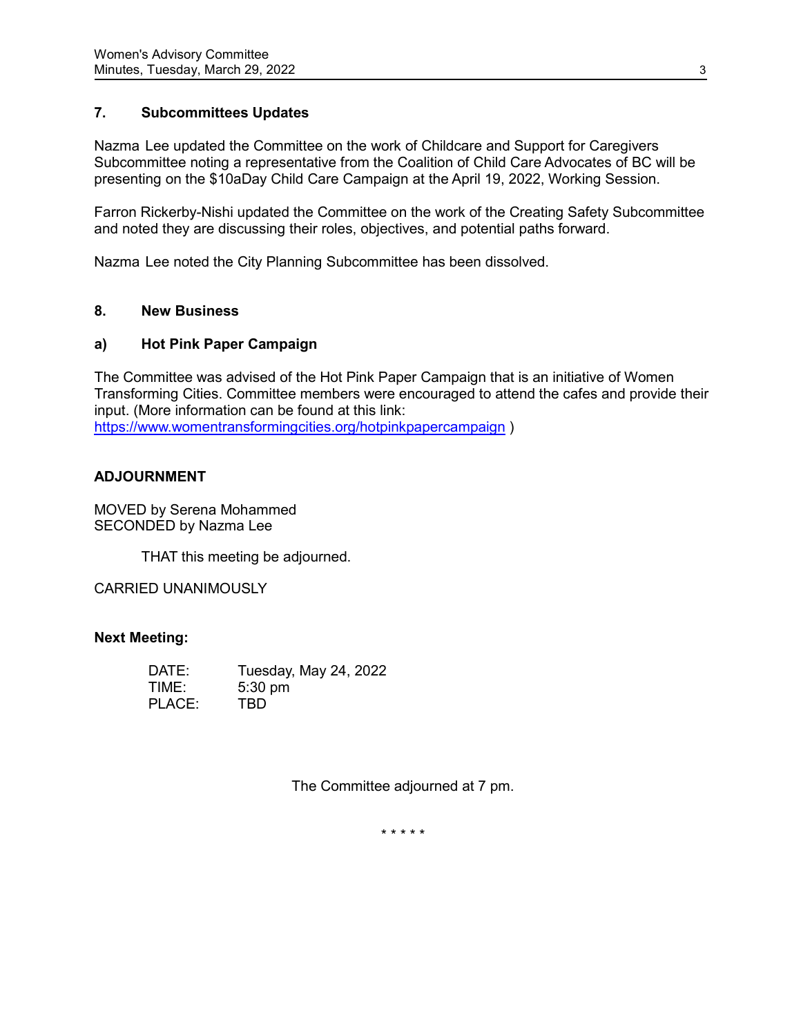## 7. Subcommittees Updates

Nazma Lee updated the Committee on the work of Childcare and Support for Caregivers Subcommittee noting a representative from the Coalition of Child Care Advocates of BC will be presenting on the $10aDay Child Care Campaign at the April 19, 2022, Working Session.

Farron Rickerby-Nishi updated the Committee on the work of the Creating Safety Subcommittee and noted they are discussing their roles, objectives, and potential paths forward.

Nazma Lee noted the City Planning Subcommittee has been dissolved.

## 8. New Business

### a) Hot Pink Paper Campaign

The Committee was advised of the Hot Pink Paper Campaign that is an initiative of Women Transforming Cities. Committee members were encouraged to attend the cafes and provide their input. (More information can be found at this link: https://www.womentransformingcities.org/hotpinkpapercampaign )

## ADJOURNMENT

MOVED by Serena Mohammed
SECONDED by Nazma Lee

THAT this meeting be adjourned.

CARRIED UNANIMOUSLY

**Next Meeting:**

| | |
|---|---|
| DATE: | Tuesday, May 24, 2022 |
| TIME: | 5:30 pm |
| PLACE: | TBD |

The Committee adjourned at 7 pm.

* * * * *